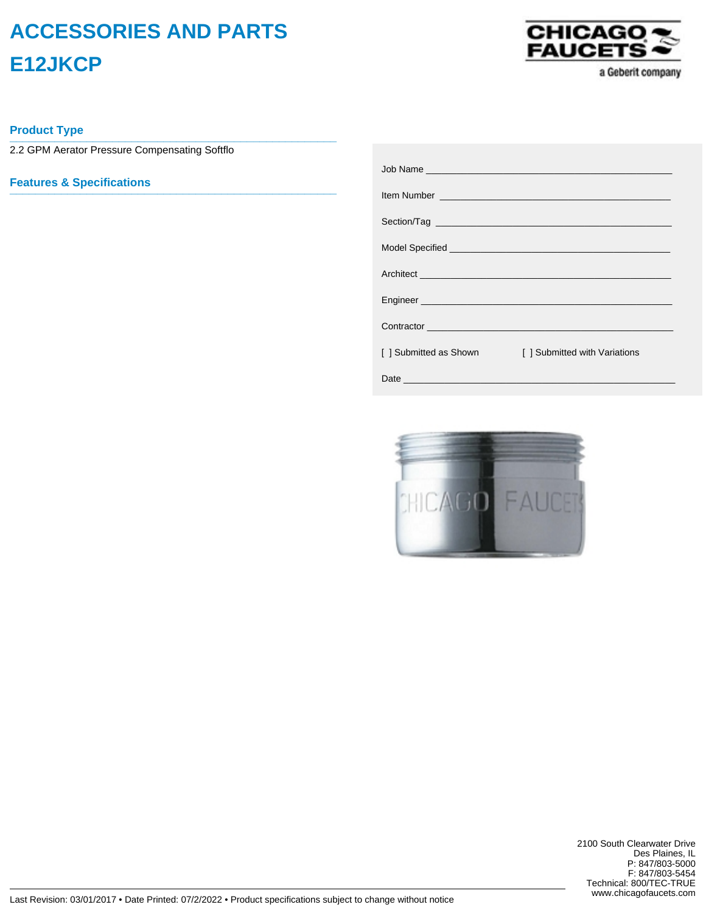# ACCESSORIES AND PARTS

# E12JKCP

## Product Type

2.2 GPM Aerator Pressure Compensating Softflo

## Features & Specifications

Job Name ________________________________________________

Item Number ______________________________________________

Section/Tag _______________________________________________

Model Specified ___________________________________________

Architect ________________________________________________

Engineer ________________________________________________

Contractor _______________________________________________

[ ] Submitted as Shown [ ] Submitted with Variations

Date ___________________________________________________

2100 South Clearwater Drive
Des Plaines, IL
P: 847/803-5000
F: 847/803-5454
Technical: 800/TEC-TRUE
www.chicagofaucets.com

Last Revision: 03/01/2017 • Date Printed: 07/2/2022 • Product specifications subject to change without notice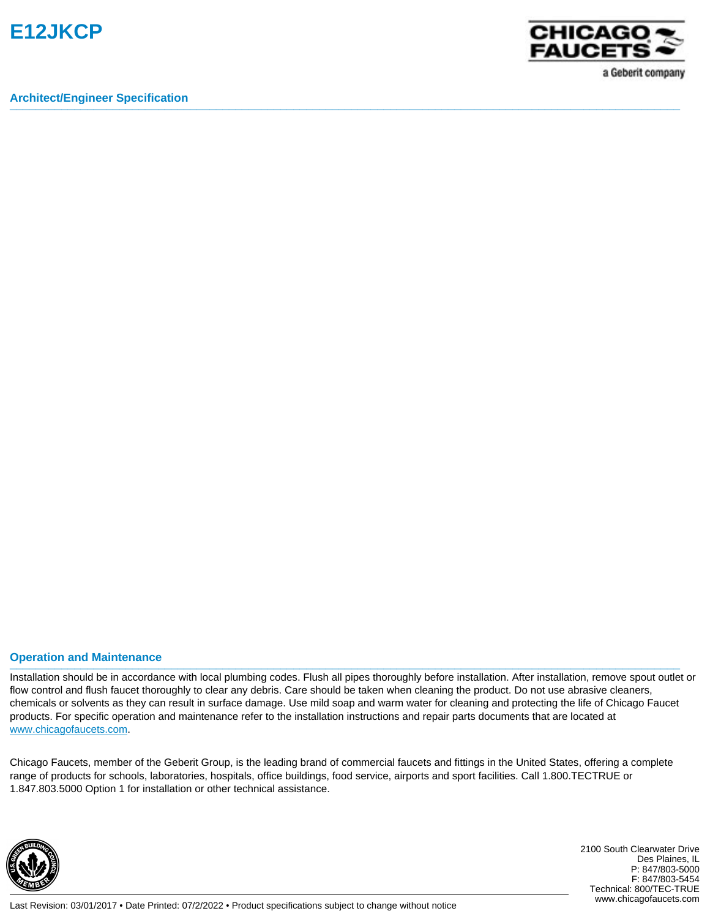# E12JKCP

## Architect/Engineer Specification

## Operation and Maintenance

Installation should be in accordance with local plumbing codes. Flush all pipes thoroughly before installation. After installation, remove spout outlet or flow control and flush faucet thoroughly to clear any debris. Care should be taken when cleaning the product. Do not use abrasive cleaners, chemicals or solvents as they can result in surface damage. Use mild soap and warm water for cleaning and protecting the life of Chicago Faucet products. For specific operation and maintenance refer to the installation instructions and repair parts documents that are located at www.chicagofaucets.com.

Chicago Faucets, member of the Geberit Group, is the leading brand of commercial faucets and fittings in the United States, offering a complete range of products for schools, laboratories, hospitals, office buildings, food service, airports and sport facilities. Call 1.800.TECTRUE or 1.847.803.5000 Option 1 for installation or other technical assistance.

2100 South Clearwater Drive
Des Plaines, IL
P: 847/803-5000
F: 847/803-5454
Technical: 800/TEC-TRUE
www.chicagofaucets.com

Last Revision: 03/01/2017 • Date Printed: 07/2/2022 • Product specifications subject to change without notice